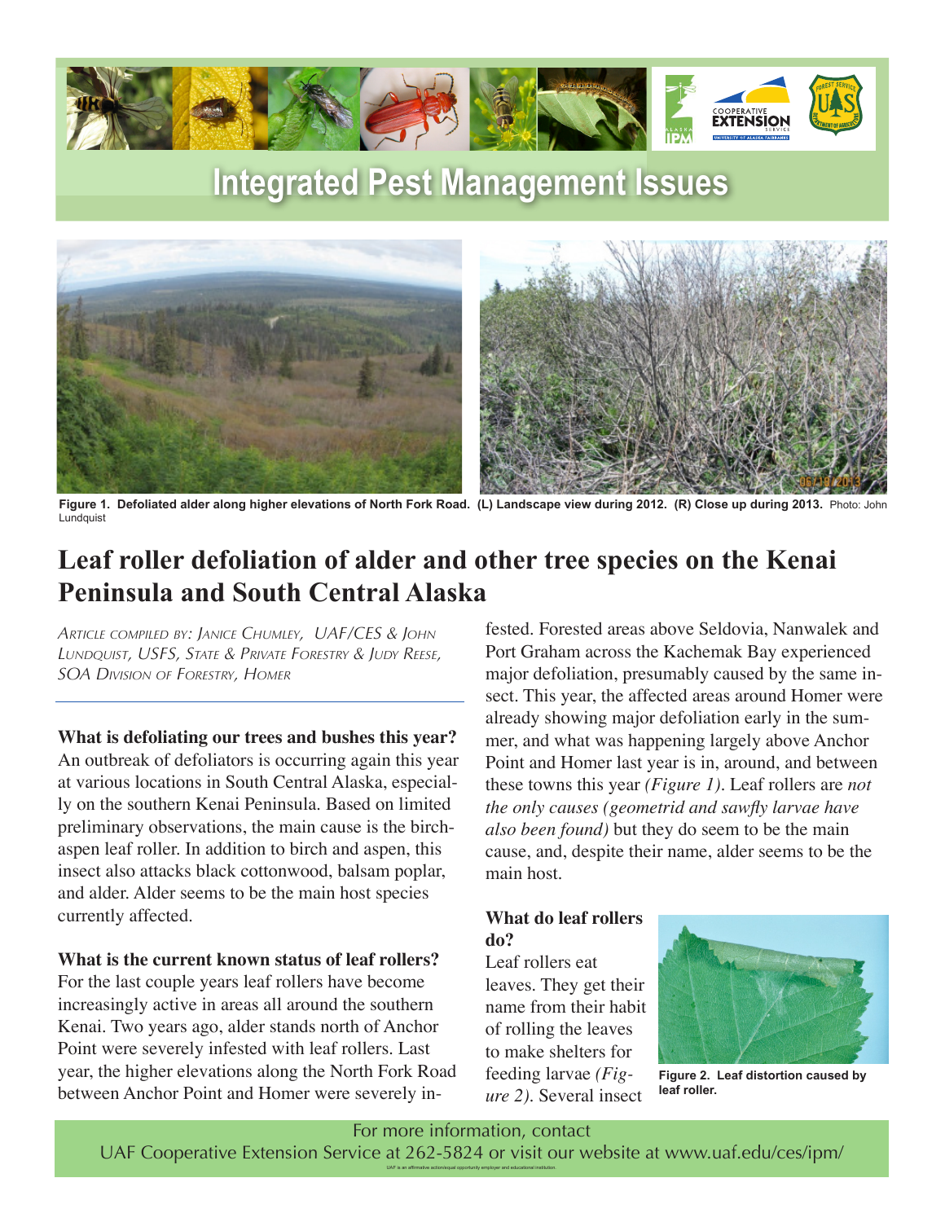# Integrated Pest Management Issues

**Figure 1. Defoliated alder along higher elevations of North Fork Road. (L) Landscape view during 2012. (R) Close up during 2013.** Photo: John Lundquist

## Leaf roller defoliation of alder and other tree species on the Kenai Peninsula and South Central Alaska

*Article compiled by: Janice Chumley, UAF/CES & John Lundquist, USFS, State & Private Forestry & Judy Reese, SOA Division of Forestry, Homer*

---

**What is defoliating our trees and bushes this year?**
An outbreak of defoliators is occurring again this year at various locations in South Central Alaska, especially on the southern Kenai Peninsula. Based on limited preliminary observations, the main cause is the birch-aspen leaf roller. In addition to birch and aspen, this insect also attacks black cottonwood, balsam poplar, and alder. Alder seems to be the main host species currently affected.

**What is the current known status of leaf rollers?**
For the last couple years leaf rollers have become increasingly active in areas all around the southern Kenai. Two years ago, alder stands north of Anchor Point were severely infested with leaf rollers. Last year, the higher elevations along the North Fork Road between Anchor Point and Homer were severely infested. Forested areas above Seldovia, Nanwalek and Port Graham across the Kachemak Bay experienced major defoliation, presumably caused by the same insect. This year, the affected areas around Homer were already showing major defoliation early in the summer, and what was happening largely above Anchor Point and Homer last year is in, around, and between these towns this year *(Figure 1)*. Leaf rollers are *not the only causes (geometrid and sawfly larvae have also been found)* but they do seem to be the main cause, and, despite their name, alder seems to be the main host.

**What do leaf rollers do?**
Leaf rollers eat leaves. They get their name from their habit of rolling the leaves to make shelters for feeding larvae *(Figure 2)*. Several insect

**Figure 2. Leaf distortion caused by leaf roller.**

For more information, contact
UAF Cooperative Extension Service at 262-5824 or visit our website at www.uaf.edu/ces/ipm/

UAF is an affirmative action/equal opportunity employer and educational institution.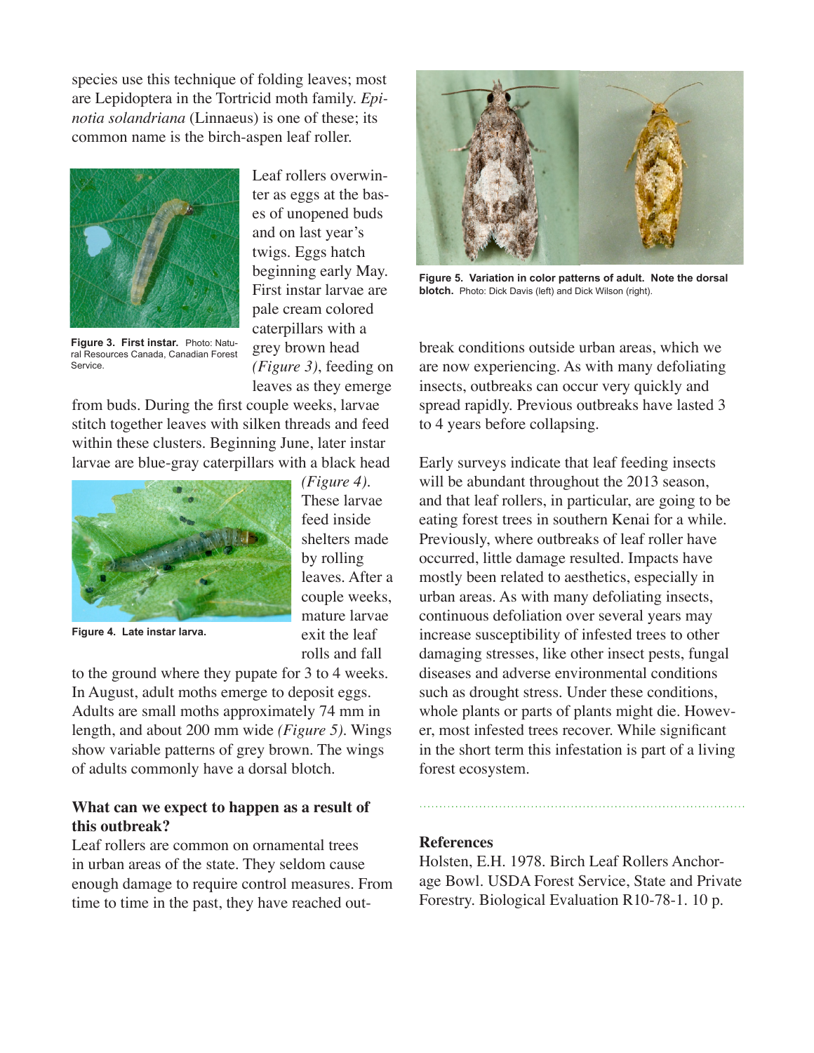species use this technique of folding leaves; most are Lepidoptera in the Tortricid moth family. *Epinotia solandriana* (Linnaeus) is one of these; its common name is the birch-aspen leaf roller.

**Figure 3. First instar.** Photo: Natural Resources Canada, Canadian Forest Service.

Leaf rollers overwinter as eggs at the bases of unopened buds and on last year's twigs. Eggs hatch beginning early May. First instar larvae are pale cream colored caterpillars with a grey brown head *(Figure 3)*, feeding on leaves as they emerge from buds. During the first couple weeks, larvae stitch together leaves with silken threads and feed within these clusters. Beginning June, later instar larvae are blue-gray caterpillars with a black head *(Figure 4)*. These larvae feed inside shelters made by rolling leaves. After a couple weeks, mature larvae exit the leaf rolls and fall to the ground where they pupate for 3 to 4 weeks. In August, adult moths emerge to deposit eggs. Adults are small moths approximately 74 mm in length, and about 200 mm wide *(Figure 5)*. Wings show variable patterns of grey brown. The wings of adults commonly have a dorsal blotch.

**Figure 4. Late instar larva.**

### What can we expect to happen as a result of this outbreak?

Leaf rollers are common on ornamental trees in urban areas of the state. They seldom cause enough damage to require control measures. From time to time in the past, they have reached outbreak conditions outside urban areas, which we are now experiencing. As with many defoliating insects, outbreaks can occur very quickly and spread rapidly. Previous outbreaks have lasted 3 to 4 years before collapsing.

**Figure 5. Variation in color patterns of adult. Note the dorsal blotch.** Photo: Dick Davis (left) and Dick Wilson (right).

Early surveys indicate that leaf feeding insects will be abundant throughout the 2013 season, and that leaf rollers, in particular, are going to be eating forest trees in southern Kenai for a while. Previously, where outbreaks of leaf roller have occurred, little damage resulted. Impacts have mostly been related to aesthetics, especially in urban areas. As with many defoliating insects, continuous defoliation over several years may increase susceptibility of infested trees to other damaging stresses, like other insect pests, fungal diseases and adverse environmental conditions such as drought stress. Under these conditions, whole plants or parts of plants might die. However, most infested trees recover. While significant in the short term this infestation is part of a living forest ecosystem.

### References

Holsten, E.H. 1978. Birch Leaf Rollers Anchorage Bowl. USDA Forest Service, State and Private Forestry. Biological Evaluation R10-78-1. 10 p.